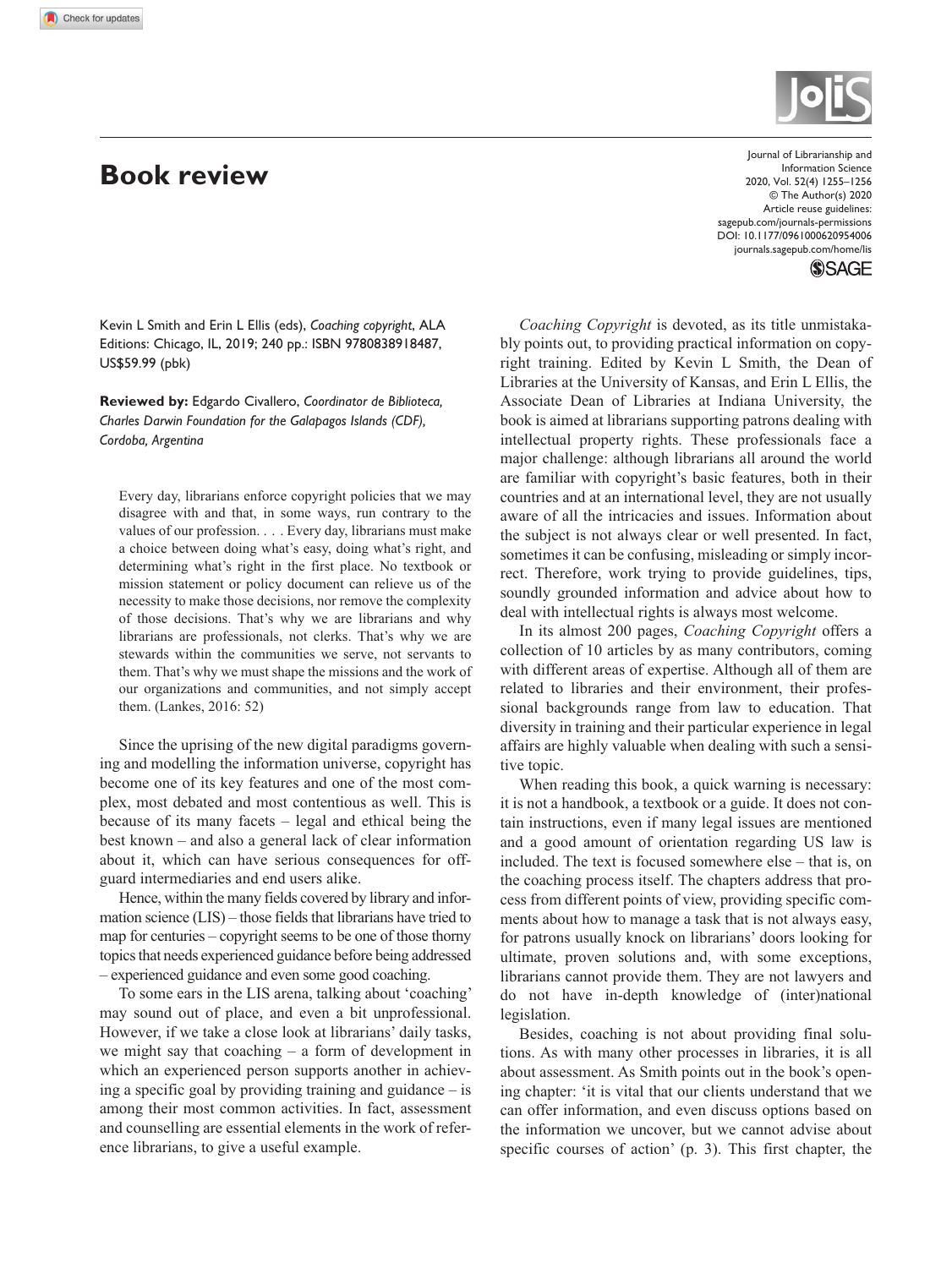# Book review

Kevin L Smith and Erin L Ellis (eds), *Coaching copyright*, ALA Editions: Chicago, IL, 2019; 240 pp.: ISBN 9780838918487, US$59.99 (pbk)

**Reviewed by:** Edgardo Civallero, *Coordinator de Biblioteca, Charles Darwin Foundation for the Galapagos Islands (CDF), Cordoba, Argentina*

> Every day, librarians enforce copyright policies that we may disagree with and that, in some ways, run contrary to the values of our profession. . . . Every day, librarians must make a choice between doing what's easy, doing what's right, and determining what's right in the first place. No textbook or mission statement or policy document can relieve us of the necessity to make those decisions, nor remove the complexity of those decisions. That's why we are librarians and why librarians are professionals, not clerks. That's why we are stewards within the communities we serve, not servants to them. That's why we must shape the missions and the work of our organizations and communities, and not simply accept them. (Lankes, 2016: 52)

Since the uprising of the new digital paradigms governing and modelling the information universe, copyright has become one of its key features and one of the most complex, most debated and most contentious as well. This is because of its many facets – legal and ethical being the best known – and also a general lack of clear information about it, which can have serious consequences for off-guard intermediaries and end users alike.

Hence, within the many fields covered by library and information science (LIS) – those fields that librarians have tried to map for centuries – copyright seems to be one of those thorny topics that needs experienced guidance before being addressed – experienced guidance and even some good coaching.

To some ears in the LIS arena, talking about 'coaching' may sound out of place, and even a bit unprofessional. However, if we take a close look at librarians' daily tasks, we might say that coaching – a form of development in which an experienced person supports another in achieving a specific goal by providing training and guidance – is among their most common activities. In fact, assessment and counselling are essential elements in the work of reference librarians, to give a useful example.

*Coaching Copyright* is devoted, as its title unmistakably points out, to providing practical information on copyright training. Edited by Kevin L Smith, the Dean of Libraries at the University of Kansas, and Erin L Ellis, the Associate Dean of Libraries at Indiana University, the book is aimed at librarians supporting patrons dealing with intellectual property rights. These professionals face a major challenge: although librarians all around the world are familiar with copyright's basic features, both in their countries and at an international level, they are not usually aware of all the intricacies and issues. Information about the subject is not always clear or well presented. In fact, sometimes it can be confusing, misleading or simply incorrect. Therefore, work trying to provide guidelines, tips, soundly grounded information and advice about how to deal with intellectual rights is always most welcome.

In its almost 200 pages, *Coaching Copyright* offers a collection of 10 articles by as many contributors, coming with different areas of expertise. Although all of them are related to libraries and their environment, their professional backgrounds range from law to education. That diversity in training and their particular experience in legal affairs are highly valuable when dealing with such a sensitive topic.

When reading this book, a quick warning is necessary: it is not a handbook, a textbook or a guide. It does not contain instructions, even if many legal issues are mentioned and a good amount of orientation regarding US law is included. The text is focused somewhere else – that is, on the coaching process itself. The chapters address that process from different points of view, providing specific comments about how to manage a task that is not always easy, for patrons usually knock on librarians' doors looking for ultimate, proven solutions and, with some exceptions, librarians cannot provide them. They are not lawyers and do not have in-depth knowledge of (inter)national legislation.

Besides, coaching is not about providing final solutions. As with many other processes in libraries, it is all about assessment. As Smith points out in the book's opening chapter: 'it is vital that our clients understand that we can offer information, and even discuss options based on the information we uncover, but we cannot advise about specific courses of action' (p. 3). This first chapter, the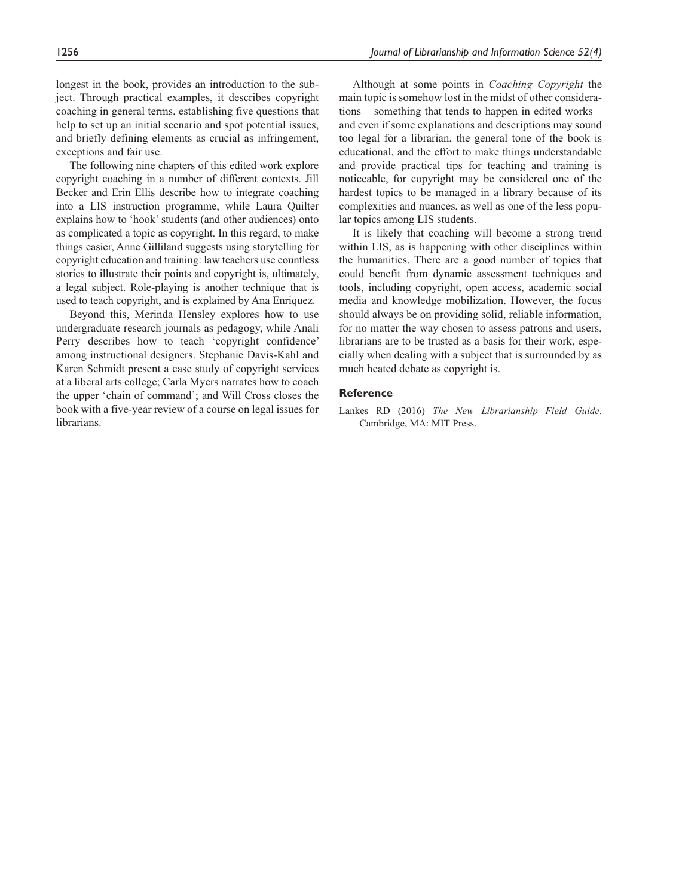longest in the book, provides an introduction to the subject. Through practical examples, it describes copyright coaching in general terms, establishing five questions that help to set up an initial scenario and spot potential issues, and briefly defining elements as crucial as infringement, exceptions and fair use.

The following nine chapters of this edited work explore copyright coaching in a number of different contexts. Jill Becker and Erin Ellis describe how to integrate coaching into a LIS instruction programme, while Laura Quilter explains how to 'hook' students (and other audiences) onto as complicated a topic as copyright. In this regard, to make things easier, Anne Gilliland suggests using storytelling for copyright education and training: law teachers use countless stories to illustrate their points and copyright is, ultimately, a legal subject. Role-playing is another technique that is used to teach copyright, and is explained by Ana Enriquez.

Beyond this, Merinda Hensley explores how to use undergraduate research journals as pedagogy, while Anali Perry describes how to teach 'copyright confidence' among instructional designers. Stephanie Davis-Kahl and Karen Schmidt present a case study of copyright services at a liberal arts college; Carla Myers narrates how to coach the upper 'chain of command'; and Will Cross closes the book with a five-year review of a course on legal issues for librarians.

Although at some points in *Coaching Copyright* the main topic is somehow lost in the midst of other considerations – something that tends to happen in edited works – and even if some explanations and descriptions may sound too legal for a librarian, the general tone of the book is educational, and the effort to make things understandable and provide practical tips for teaching and training is noticeable, for copyright may be considered one of the hardest topics to be managed in a library because of its complexities and nuances, as well as one of the less popular topics among LIS students.

It is likely that coaching will become a strong trend within LIS, as is happening with other disciplines within the humanities. There are a good number of topics that could benefit from dynamic assessment techniques and tools, including copyright, open access, academic social media and knowledge mobilization. However, the focus should always be on providing solid, reliable information, for no matter the way chosen to assess patrons and users, librarians are to be trusted as a basis for their work, especially when dealing with a subject that is surrounded by as much heated debate as copyright is.

## Reference

Lankes RD (2016) *The New Librarianship Field Guide*. Cambridge, MA: MIT Press.